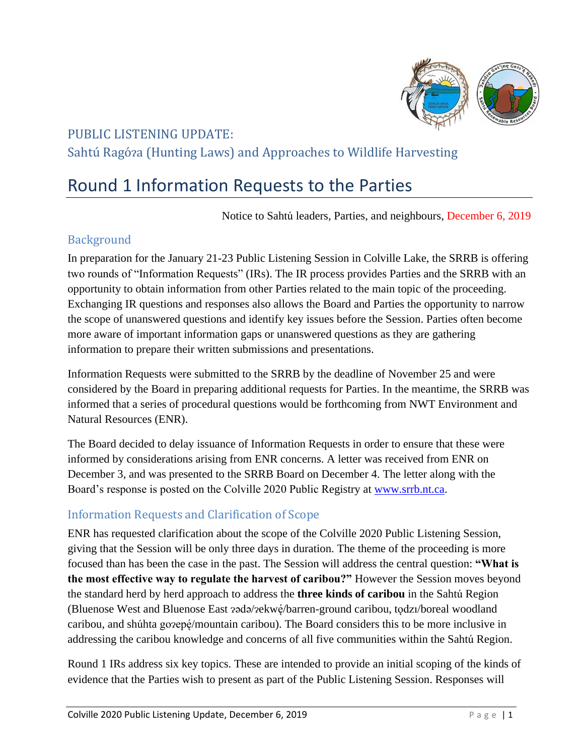## PUBLIC LISTENING UPDATE:
## Sahtú Ragóʔa (Hunting Laws) and Approaches to Wildlife Harvesting

# Round 1 Information Requests to the Parties

Notice to Sahtú leaders, Parties, and neighbours, December 6, 2019

## Background

In preparation for the January 21-23 Public Listening Session in Colville Lake, the SRRB is offering two rounds of "Information Requests" (IRs). The IR process provides Parties and the SRRB with an opportunity to obtain information from other Parties related to the main topic of the proceeding. Exchanging IR questions and responses also allows the Board and Parties the opportunity to narrow the scope of unanswered questions and identify key issues before the Session. Parties often become more aware of important information gaps or unanswered questions as they are gathering information to prepare their written submissions and presentations.

Information Requests were submitted to the SRRB by the deadline of November 25 and were considered by the Board in preparing additional requests for Parties. In the meantime, the SRRB was informed that a series of procedural questions would be forthcoming from NWT Environment and Natural Resources (ENR).

The Board decided to delay issuance of Information Requests in order to ensure that these were informed by considerations arising from ENR concerns. A letter was received from ENR on December 3, and was presented to the SRRB Board on December 4. The letter along with the Board's response is posted on the Colville 2020 Public Registry at www.srrb.nt.ca.

## Information Requests and Clarification of Scope

ENR has requested clarification about the scope of the Colville 2020 Public Listening Session, giving that the Session will be only three days in duration. The theme of the proceeding is more focused than has been the case in the past. The Session will address the central question: **"What is the most effective way to regulate the harvest of caribou?"** However the Session moves beyond the standard herd by herd approach to address the **three kinds of caribou** in the Sahtú Region (Bluenose West and Bluenose East ʔədə/ʔekwę́/barren-ground caribou, tǫdzı/boreal woodland caribou, and shúhta goʔepę́/mountain caribou). The Board considers this to be more inclusive in addressing the caribou knowledge and concerns of all five communities within the Sahtú Region.

Round 1 IRs address six key topics. These are intended to provide an initial scoping of the kinds of evidence that the Parties wish to present as part of the Public Listening Session. Responses will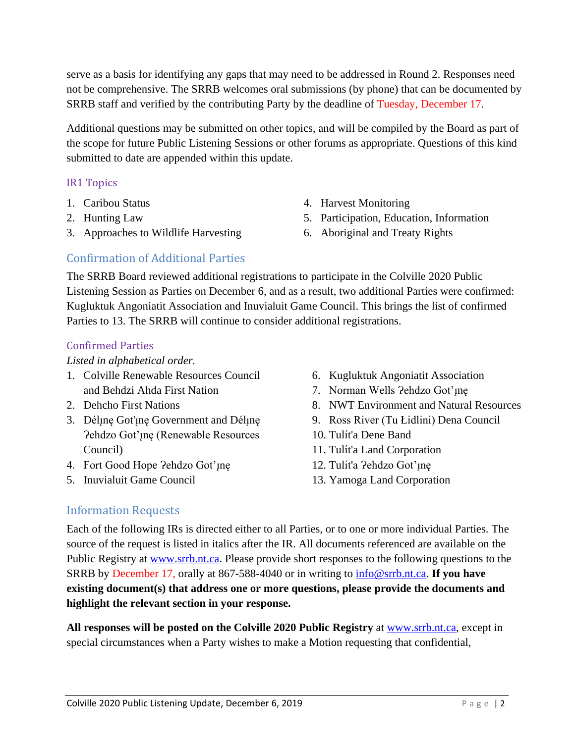serve as a basis for identifying any gaps that may need to be addressed in Round 2. Responses need not be comprehensive. The SRRB welcomes oral submissions (by phone) that can be documented by SRRB staff and verified by the contributing Party by the deadline of Tuesday, December 17.

Additional questions may be submitted on other topics, and will be compiled by the Board as part of the scope for future Public Listening Sessions or other forums as appropriate. Questions of this kind submitted to date are appended within this update.

### IR1 Topics

1. Caribou Status
2. Hunting Law
3. Approaches to Wildlife Harvesting
4. Harvest Monitoring
5. Participation, Education, Information
6. Aboriginal and Treaty Rights

## Confirmation of Additional Parties

The SRRB Board reviewed additional registrations to participate in the Colville 2020 Public Listening Session as Parties on December 6, and as a result, two additional Parties were confirmed: Kugluktuk Angoniatit Association and Inuvialuit Game Council. This brings the list of confirmed Parties to 13. The SRRB will continue to consider additional registrations.

### Confirmed Parties

*Listed in alphabetical order.*

1. Colville Renewable Resources Council and Behdzi Ahda First Nation
2. Dehcho First Nations
3. Délı̨nę Got'ı̨nę Government and Délı̨nę ʔehdzo Got'ı̨nę (Renewable Resources Council)
4. Fort Good Hope ʔehdzo Got'ı̨nę
5. Inuvialuit Game Council
6. Kugluktuk Angoniatit Association
7. Norman Wells ʔehdzo Got'ı̨nę
8. NWT Environment and Natural Resources
9. Ross River (Tu Łidlini) Dena Council
10. Tulít'a Dene Band
11. Tulít'a Land Corporation
12. Tulít'a ʔehdzo Got'ı̨nę
13. Yamoga Land Corporation

## Information Requests

Each of the following IRs is directed either to all Parties, or to one or more individual Parties. The source of the request is listed in italics after the IR. All documents referenced are available on the Public Registry at www.srrb.nt.ca. Please provide short responses to the following questions to the SRRB by December 17, orally at 867-588-4040 or in writing to info@srrb.nt.ca. **If you have existing document(s) that address one or more questions, please provide the documents and highlight the relevant section in your response.**

**All responses will be posted on the Colville 2020 Public Registry** at www.srrb.nt.ca, except in special circumstances when a Party wishes to make a Motion requesting that confidential,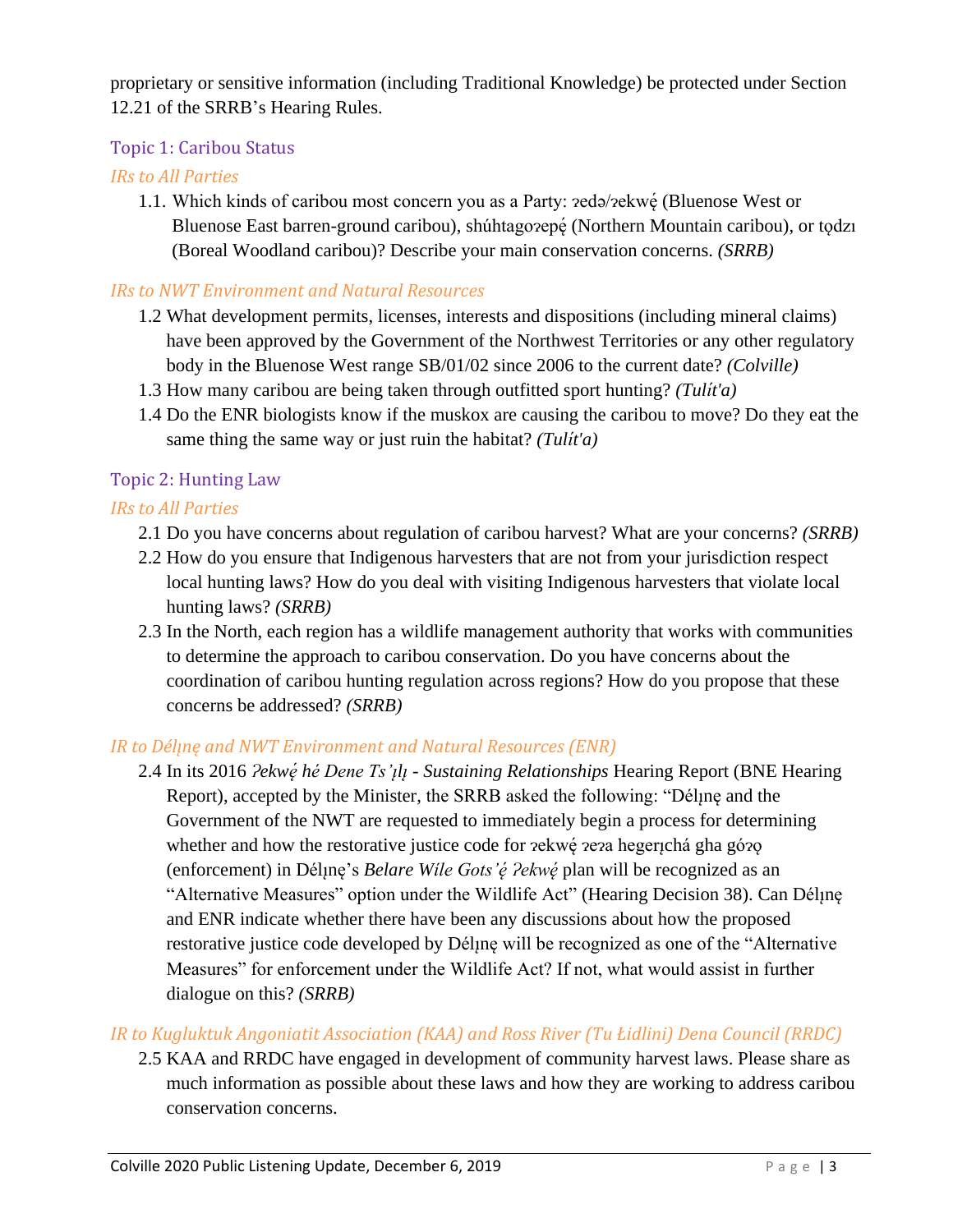proprietary or sensitive information (including Traditional Knowledge) be protected under Section 12.21 of the SRRB's Hearing Rules.

## Topic 1: Caribou Status

### IRs to All Parties

1.1. Which kinds of caribou most concern you as a Party: ʔedə/ʔekwę́ (Bluenose West or Bluenose East barren-ground caribou), shúhtagoʔepę́ (Northern Mountain caribou), or tǫdzı (Boreal Woodland caribou)? Describe your main conservation concerns. ***(SRRB)***

### IRs to NWT Environment and Natural Resources

1.2 What development permits, licenses, interests and dispositions (including mineral claims) have been approved by the Government of the Northwest Territories or any other regulatory body in the Bluenose West range SB/01/02 since 2006 to the current date? ***(Colville)***

1.3 How many caribou are being taken through outfitted sport hunting? ***(Tulít'a)***

1.4 Do the ENR biologists know if the muskox are causing the caribou to move? Do they eat the same thing the same way or just ruin the habitat? ***(Tulít'a)***

## Topic 2: Hunting Law

### IRs to All Parties

2.1 Do you have concerns about regulation of caribou harvest? What are your concerns? ***(SRRB)***

2.2 How do you ensure that Indigenous harvesters that are not from your jurisdiction respect local hunting laws? How do you deal with visiting Indigenous harvesters that violate local hunting laws? ***(SRRB)***

2.3 In the North, each region has a wildlife management authority that works with communities to determine the approach to caribou conservation. Do you have concerns about the coordination of caribou hunting regulation across regions? How do you propose that these concerns be addressed? ***(SRRB)***

### IR to Délı̨nę and NWT Environment and Natural Resources (ENR)

2.4 In its 2016 *Ɂekwę́ hé Dene Ts'ı̨lı̨ - Sustaining Relationships* Hearing Report (BNE Hearing Report), accepted by the Minister, the SRRB asked the following: "Délı̨nę and the Government of the NWT are requested to immediately begin a process for determining whether and how the restorative justice code for ʔekwę́ ʔeʔa hegerı̨chá gha góʔǫ (enforcement) in Délı̨nę's *Belare Wile Gots'ę́ Ɂekwę́* plan will be recognized as an "Alternative Measures" option under the Wildlife Act" (Hearing Decision 38). Can Délı̨nę and ENR indicate whether there have been any discussions about how the proposed restorative justice code developed by Délı̨nę will be recognized as one of the "Alternative Measures" for enforcement under the Wildlife Act? If not, what would assist in further dialogue on this? ***(SRRB)***

### IR to Kugluktuk Angoniatit Association (KAA) and Ross River (Tu Łidlini) Dena Council (RRDC)

2.5 KAA and RRDC have engaged in development of community harvest laws. Please share as much information as possible about these laws and how they are working to address caribou conservation concerns.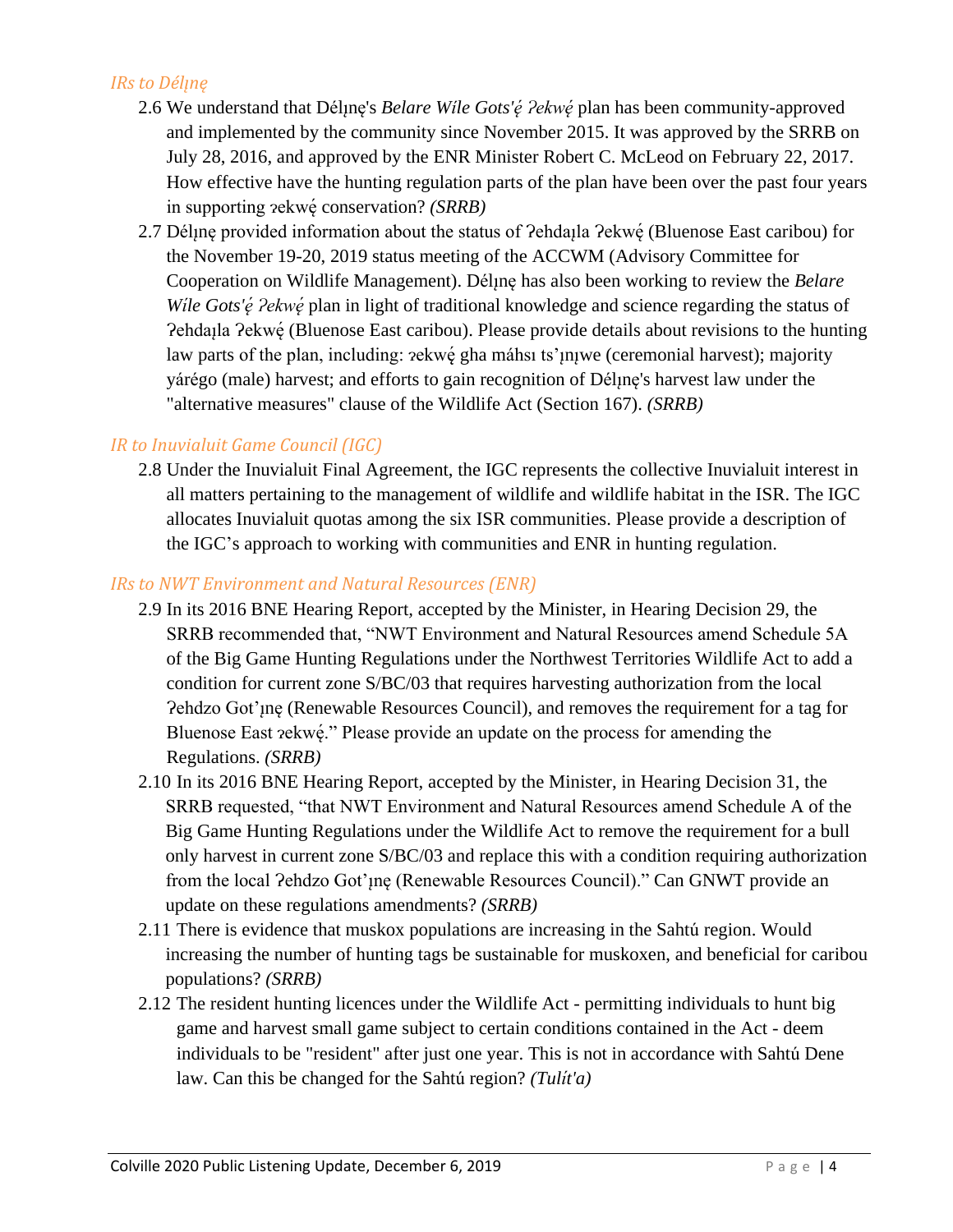### *IRs to Délı̨nę*

2.6 We understand that Délı̨nę's *Belare Wíle Gots'ę́ ʔekwę́* plan has been community-approved and implemented by the community since November 2015. It was approved by the SRRB on July 28, 2016, and approved by the ENR Minister Robert C. McLeod on February 22, 2017. How effective have the hunting regulation parts of the plan have been over the past four years in supporting ɂekwę́ conservation? *(SRRB)*

2.7 Délı̨nę provided information about the status of ʔehdaı̨la ʔekwę́ (Bluenose East caribou) for the November 19-20, 2019 status meeting of the ACCWM (Advisory Committee for Cooperation on Wildlife Management). Délı̨nę has also been working to review the *Belare Wíle Gots'ę́ ʔekwę́* plan in light of traditional knowledge and science regarding the status of ʔehdaı̨la ʔekwę́ (Bluenose East caribou). Please provide details about revisions to the hunting law parts of the plan, including: ɂekwę́ gha máhsı ts'ı̨nı̨we (ceremonial harvest); majority yárégo (male) harvest; and efforts to gain recognition of Délı̨nę's harvest law under the "alternative measures" clause of the Wildlife Act (Section 167). *(SRRB)*

### *IR to Inuvialuit Game Council (IGC)*

2.8 Under the Inuvialuit Final Agreement, the IGC represents the collective Inuvialuit interest in all matters pertaining to the management of wildlife and wildlife habitat in the ISR. The IGC allocates Inuvialuit quotas among the six ISR communities. Please provide a description of the IGC's approach to working with communities and ENR in hunting regulation.

### *IRs to NWT Environment and Natural Resources (ENR)*

2.9 In its 2016 BNE Hearing Report, accepted by the Minister, in Hearing Decision 29, the SRRB recommended that, "NWT Environment and Natural Resources amend Schedule 5A of the Big Game Hunting Regulations under the Northwest Territories Wildlife Act to add a condition for current zone S/BC/03 that requires harvesting authorization from the local ʔehdzo Got'ı̨nę (Renewable Resources Council), and removes the requirement for a tag for Bluenose East ɂekwę́." Please provide an update on the process for amending the Regulations. *(SRRB)*

2.10 In its 2016 BNE Hearing Report, accepted by the Minister, in Hearing Decision 31, the SRRB requested, "that NWT Environment and Natural Resources amend Schedule A of the Big Game Hunting Regulations under the Wildlife Act to remove the requirement for a bull only harvest in current zone S/BC/03 and replace this with a condition requiring authorization from the local ʔehdzo Got'ı̨nę (Renewable Resources Council)." Can GNWT provide an update on these regulations amendments? *(SRRB)*

2.11 There is evidence that muskox populations are increasing in the Sahtú region. Would increasing the number of hunting tags be sustainable for muskoxen, and beneficial for caribou populations? *(SRRB)*

2.12 The resident hunting licences under the Wildlife Act - permitting individuals to hunt big game and harvest small game subject to certain conditions contained in the Act - deem individuals to be "resident" after just one year. This is not in accordance with Sahtú Dene law. Can this be changed for the Sahtú region? *(Tulít'a)*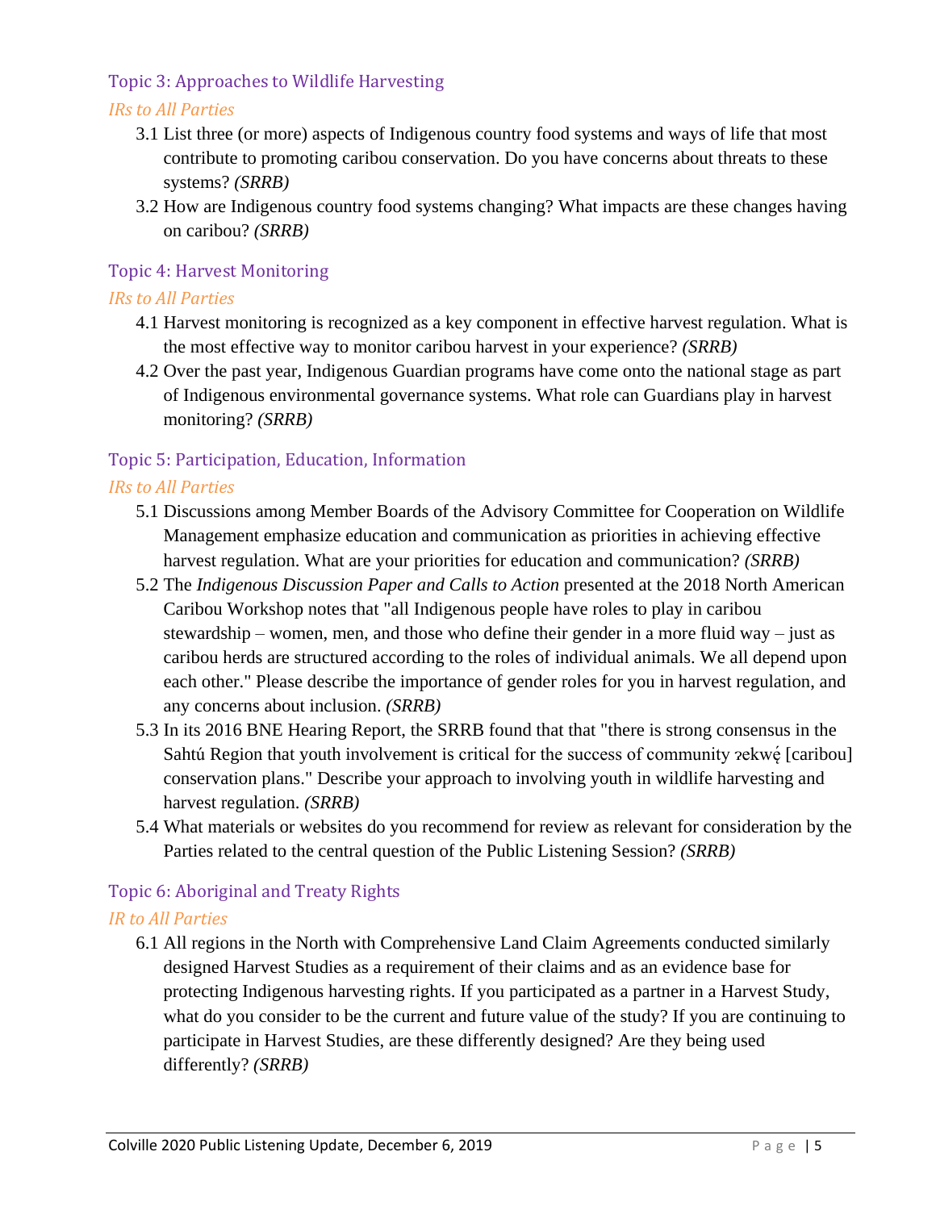## Topic 3: Approaches to Wildlife Harvesting

### *IRs to All Parties*

3.1 List three (or more) aspects of Indigenous country food systems and ways of life that most contribute to promoting caribou conservation. Do you have concerns about threats to these systems? *(SRRB)*

3.2 How are Indigenous country food systems changing? What impacts are these changes having on caribou? *(SRRB)*

## Topic 4: Harvest Monitoring

### *IRs to All Parties*

4.1 Harvest monitoring is recognized as a key component in effective harvest regulation. What is the most effective way to monitor caribou harvest in your experience? *(SRRB)*

4.2 Over the past year, Indigenous Guardian programs have come onto the national stage as part of Indigenous environmental governance systems. What role can Guardians play in harvest monitoring? *(SRRB)*

## Topic 5: Participation, Education, Information

### *IRs to All Parties*

5.1 Discussions among Member Boards of the Advisory Committee for Cooperation on Wildlife Management emphasize education and communication as priorities in achieving effective harvest regulation. What are your priorities for education and communication? *(SRRB)*

5.2 The *Indigenous Discussion Paper and Calls to Action* presented at the 2018 North American Caribou Workshop notes that "all Indigenous people have roles to play in caribou stewardship – women, men, and those who define their gender in a more fluid way – just as caribou herds are structured according to the roles of individual animals. We all depend upon each other." Please describe the importance of gender roles for you in harvest regulation, and any concerns about inclusion. *(SRRB)*

5.3 In its 2016 BNE Hearing Report, the SRRB found that that "there is strong consensus in the Sahtú Region that youth involvement is critical for the success of community ɂekwę́ [caribou] conservation plans." Describe your approach to involving youth in wildlife harvesting and harvest regulation. *(SRRB)*

5.4 What materials or websites do you recommend for review as relevant for consideration by the Parties related to the central question of the Public Listening Session? *(SRRB)*

## Topic 6: Aboriginal and Treaty Rights

### *IR to All Parties*

6.1 All regions in the North with Comprehensive Land Claim Agreements conducted similarly designed Harvest Studies as a requirement of their claims and as an evidence base for protecting Indigenous harvesting rights. If you participated as a partner in a Harvest Study, what do you consider to be the current and future value of the study? If you are continuing to participate in Harvest Studies, are these differently designed? Are they being used differently? *(SRRB)*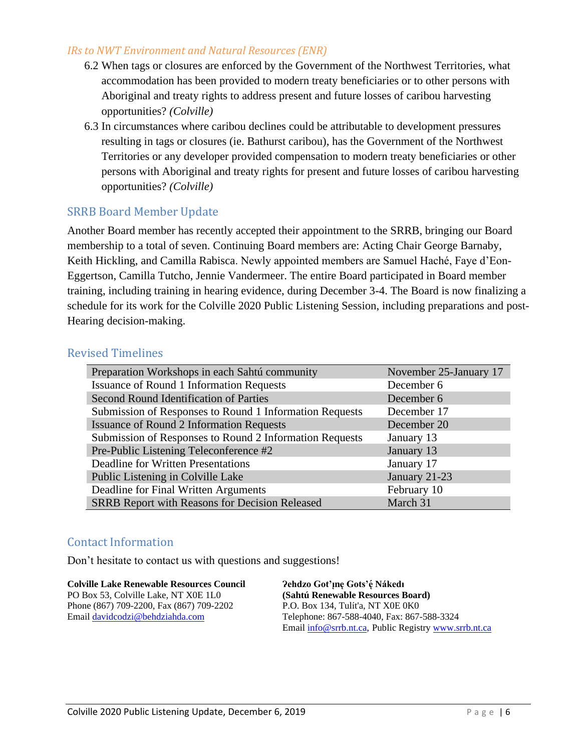### *IRs to NWT Environment and Natural Resources (ENR)*

6.2 When tags or closures are enforced by the Government of the Northwest Territories, what accommodation has been provided to modern treaty beneficiaries or to other persons with Aboriginal and treaty rights to address present and future losses of caribou harvesting opportunities? *(Colville)*

6.3 In circumstances where caribou declines could be attributable to development pressures resulting in tags or closures (ie. Bathurst caribou), has the Government of the Northwest Territories or any developer provided compensation to modern treaty beneficiaries or other persons with Aboriginal and treaty rights for present and future losses of caribou harvesting opportunities? *(Colville)*

## SRRB Board Member Update

Another Board member has recently accepted their appointment to the SRRB, bringing our Board membership to a total of seven. Continuing Board members are: Acting Chair George Barnaby, Keith Hickling, and Camilla Rabisca. Newly appointed members are Samuel Haché, Faye d'Eon-Eggertson, Camilla Tutcho, Jennie Vandermeer. The entire Board participated in Board member training, including training in hearing evidence, during December 3-4. The Board is now finalizing a schedule for its work for the Colville 2020 Public Listening Session, including preparations and post-Hearing decision-making.

## Revised Timelines

| | |
|---|---|
| Preparation Workshops in each Sahtú community | November 25-January 17 |
| Issuance of Round 1 Information Requests | December 6 |
| Second Round Identification of Parties | December 6 |
| Submission of Responses to Round 1 Information Requests | December 17 |
| Issuance of Round 2 Information Requests | December 20 |
| Submission of Responses to Round 2 Information Requests | January 13 |
| Pre-Public Listening Teleconference #2 | January 13 |
| Deadline for Written Presentations | January 17 |
| Public Listening in Colville Lake | January 21-23 |
| Deadline for Final Written Arguments | February 10 |
| SRRB Report with Reasons for Decision Released | March 31 |

## Contact Information

Don't hesitate to contact us with questions and suggestions!

**Colville Lake Renewable Resources Council**
PO Box 53, Colville Lake, NT X0E 1L0
Phone (867) 709-2200, Fax (867) 709-2202
Email davidcodzi@behdziahda.com

**Ɂehdzo Got'įnę Gots'ę́ Nákedı**
**(Sahtú Renewable Resources Board)**
P.O. Box 134, Tulít'a, NT X0E 0K0
Telephone: 867-588-4040, Fax: 867-588-3324
Email info@srrb.nt.ca, Public Registry www.srrb.nt.ca